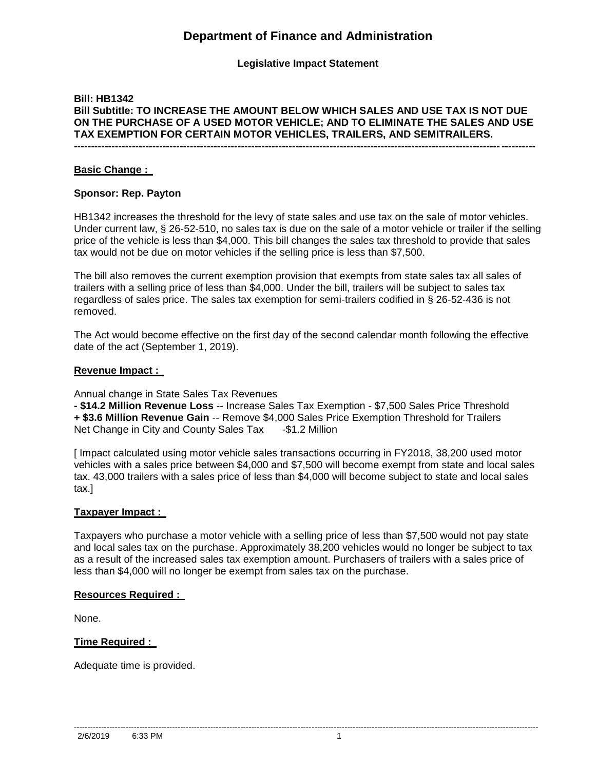# Department of Finance and Administration

**Legislative Impact Statement**

**Bill: HB1342**
**Bill Subtitle: TO INCREASE THE AMOUNT BELOW WHICH SALES AND USE TAX IS NOT DUE ON THE PURCHASE OF A USED MOTOR VEHICLE; AND TO ELIMINATE THE SALES AND USE TAX EXEMPTION FOR CERTAIN MOTOR VEHICLES, TRAILERS, AND SEMITRAILERS.**

---

## Basic Change :

**Sponsor: Rep. Payton**

HB1342 increases the threshold for the levy of state sales and use tax on the sale of motor vehicles. Under current law, § 26-52-510, no sales tax is due on the sale of a motor vehicle or trailer if the selling price of the vehicle is less than $4,000. This bill changes the sales tax threshold to provide that sales tax would not be due on motor vehicles if the selling price is less than $7,500.

The bill also removes the current exemption provision that exempts from state sales tax all sales of trailers with a selling price of less than $4,000. Under the bill, trailers will be subject to sales tax regardless of sales price. The sales tax exemption for semi-trailers codified in § 26-52-436 is not removed.

The Act would become effective on the first day of the second calendar month following the effective date of the act (September 1, 2019).

## Revenue Impact :

Annual change in State Sales Tax Revenues
**- $14.2 Million Revenue Loss** -- Increase Sales Tax Exemption - $7,500 Sales Price Threshold
**+ $3.6 Million Revenue Gain** -- Remove $4,000 Sales Price Exemption Threshold for Trailers
Net Change in City and County Sales Tax -$1.2 Million

[ Impact calculated using motor vehicle sales transactions occurring in FY2018, 38,200 used motor vehicles with a sales price between $4,000 and $7,500 will become exempt from state and local sales tax. 43,000 trailers with a sales price of less than $4,000 will become subject to state and local sales tax.]

## Taxpayer Impact :

Taxpayers who purchase a motor vehicle with a selling price of less than $7,500 would not pay state and local sales tax on the purchase. Approximately 38,200 vehicles would no longer be subject to tax as a result of the increased sales tax exemption amount. Purchasers of trailers with a sales price of less than $4,000 will no longer be exempt from sales tax on the purchase.

## Resources Required :

None.

## Time Required :

Adequate time is provided.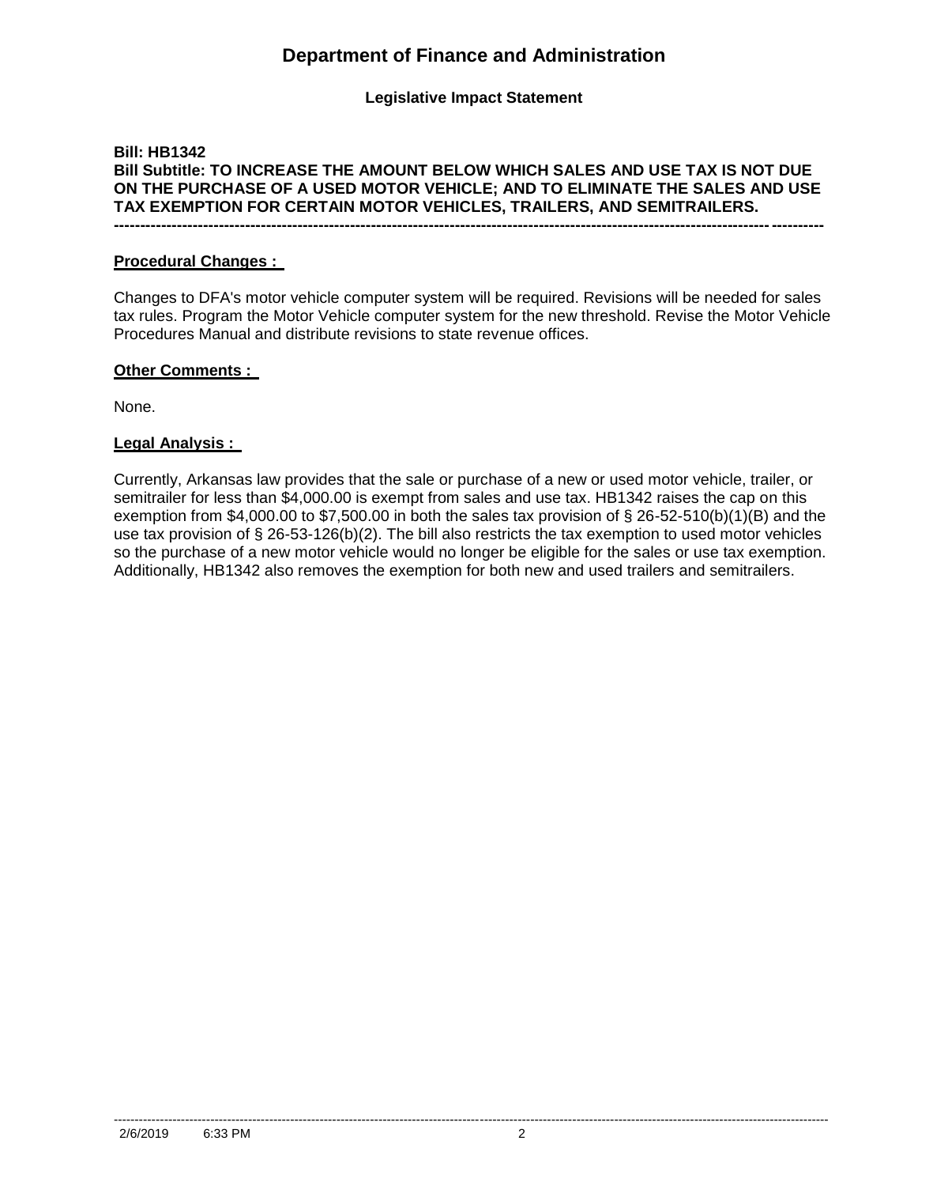# Department of Finance and Administration

**Legislative Impact Statement**

**Bill: HB1342**
**Bill Subtitle: TO INCREASE THE AMOUNT BELOW WHICH SALES AND USE TAX IS NOT DUE ON THE PURCHASE OF A USED MOTOR VEHICLE; AND TO ELIMINATE THE SALES AND USE TAX EXEMPTION FOR CERTAIN MOTOR VEHICLES, TRAILERS, AND SEMITRAILERS.**

---

**Procedural Changes :**

Changes to DFA's motor vehicle computer system will be required. Revisions will be needed for sales tax rules. Program the Motor Vehicle computer system for the new threshold. Revise the Motor Vehicle Procedures Manual and distribute revisions to state revenue offices.

**Other Comments :**

None.

**Legal Analysis :**

Currently, Arkansas law provides that the sale or purchase of a new or used motor vehicle, trailer, or semitrailer for less than $4,000.00 is exempt from sales and use tax. HB1342 raises the cap on this exemption from $4,000.00 to $7,500.00 in both the sales tax provision of § 26-52-510(b)(1)(B) and the use tax provision of § 26-53-126(b)(2). The bill also restricts the tax exemption to used motor vehicles so the purchase of a new motor vehicle would no longer be eligible for the sales or use tax exemption. Additionally, HB1342 also removes the exemption for both new and used trailers and semitrailers.